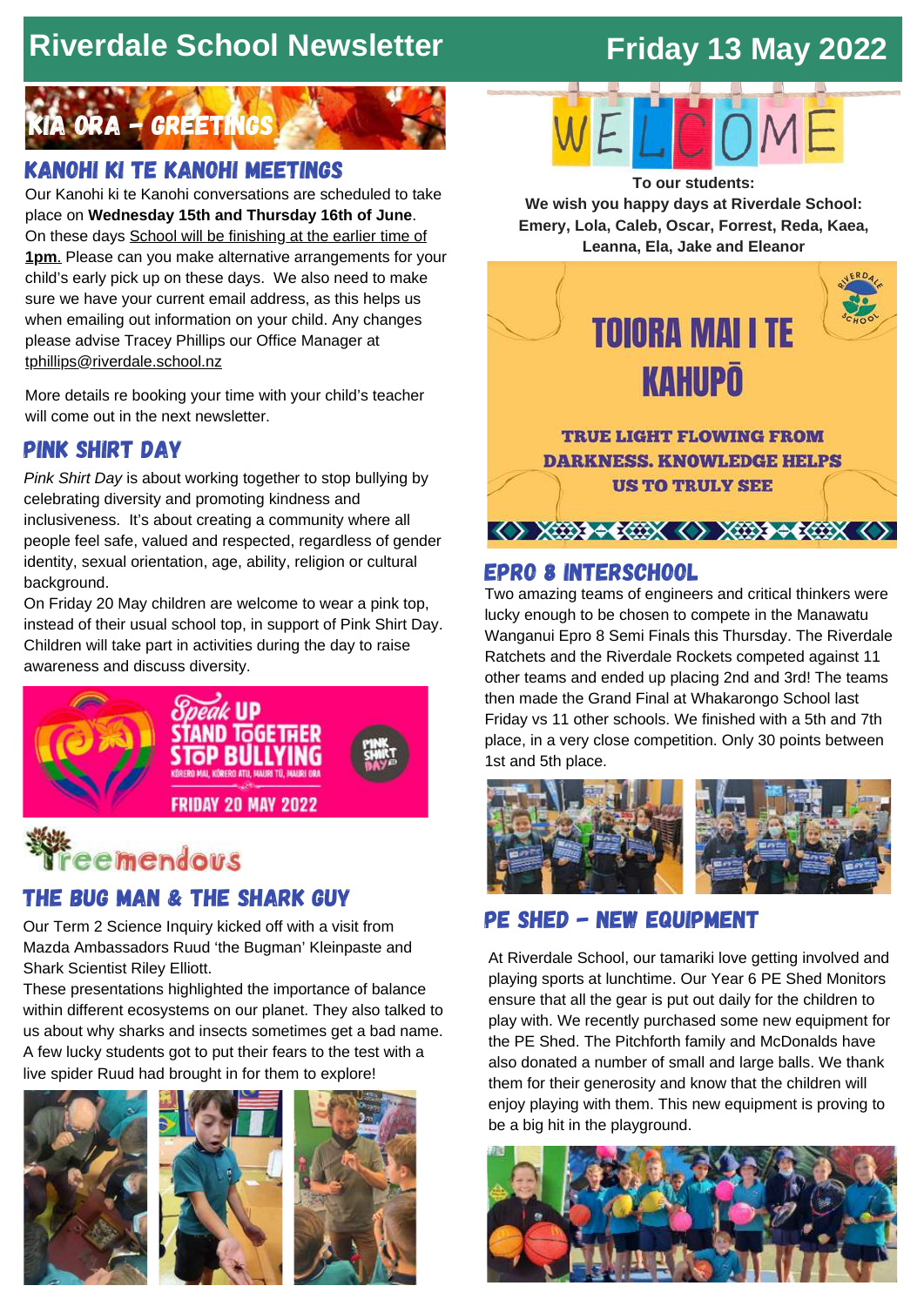# Riverdale School Newsletter

**Friday 13 May 2022**

## KIA ORA - GREETINGS

### KANOHI KI TE KANOHI MEETINGS

Our Kanohi ki te Kanohi conversations are scheduled to take place on **Wednesday 15th and Thursday 16th of June**. On these days School will be finishing at the earlier time of **1pm**. Please can you make alternative arrangements for your child's early pick up on these days. We also need to make sure we have your current email address, as this helps us when emailing out information on your child. Any changes please advise Tracey Phillips our Office Manager at tphillips@riverdale.school.nz

More details re booking your time with your child's teacher will come out in the next newsletter.

### PINK SHIRT DAY

*Pink Shirt Day* is about working together to stop bullying by celebrating diversity and promoting kindness and inclusiveness. It's about creating a community where all people feel safe, valued and respected, regardless of gender identity, sexual orientation, age, ability, religion or cultural background.

On Friday 20 May children are welcome to wear a pink top, instead of their usual school top, in support of Pink Shirt Day. Children will take part in activities during the day to raise awareness and discuss diversity.

Speak UP
STAND TOGETHER
STOP BULLYING
KŌRERO MAI, KŌRERO ATU, MAURI TŪ, MAURI ORA
FRIDAY 20 MAY 2022

## Treemendous

### THE BUG MAN & THE SHARK GUY

Our Term 2 Science Inquiry kicked off with a visit from Mazda Ambassadors Ruud 'the Bugman' Kleinpaste and Shark Scientist Riley Elliott.

These presentations highlighted the importance of balance within different ecosystems on our planet. They also talked to us about why sharks and insects sometimes get a bad name. A few lucky students got to put their fears to the test with a live spider Ruud had brought in for them to explore!

## WELCOME

**To our students:**
**We wish you happy days at Riverdale School:**
**Emery, Lola, Caleb, Oscar, Forrest, Reda, Kaea, Leanna, Ela, Jake and Eleanor**

## TOIORA MAI I TE KAHUPŌ

**TRUE LIGHT FLOWING FROM DARKNESS. KNOWLEDGE HELPS US TO TRULY SEE**

### EPRO 8 INTERSCHOOL

Two amazing teams of engineers and critical thinkers were lucky enough to be chosen to compete in the Manawatu Wanganui Epro 8 Semi Finals this Thursday. The Riverdale Ratchets and the Riverdale Rockets competed against 11 other teams and ended up placing 2nd and 3rd! The teams then made the Grand Final at Whakarongo School last Friday vs 11 other schools. We finished with a 5th and 7th place, in a very close competition. Only 30 points between 1st and 5th place.

### PE SHED - NEW EQUIPMENT

At Riverdale School, our tamariki love getting involved and playing sports at lunchtime. Our Year 6 PE Shed Monitors ensure that all the gear is put out daily for the children to play with. We recently purchased some new equipment for the PE Shed. The Pitchforth family and McDonalds have also donated a number of small and large balls. We thank them for their generosity and know that the children will enjoy playing with them. This new equipment is proving to be a big hit in the playground.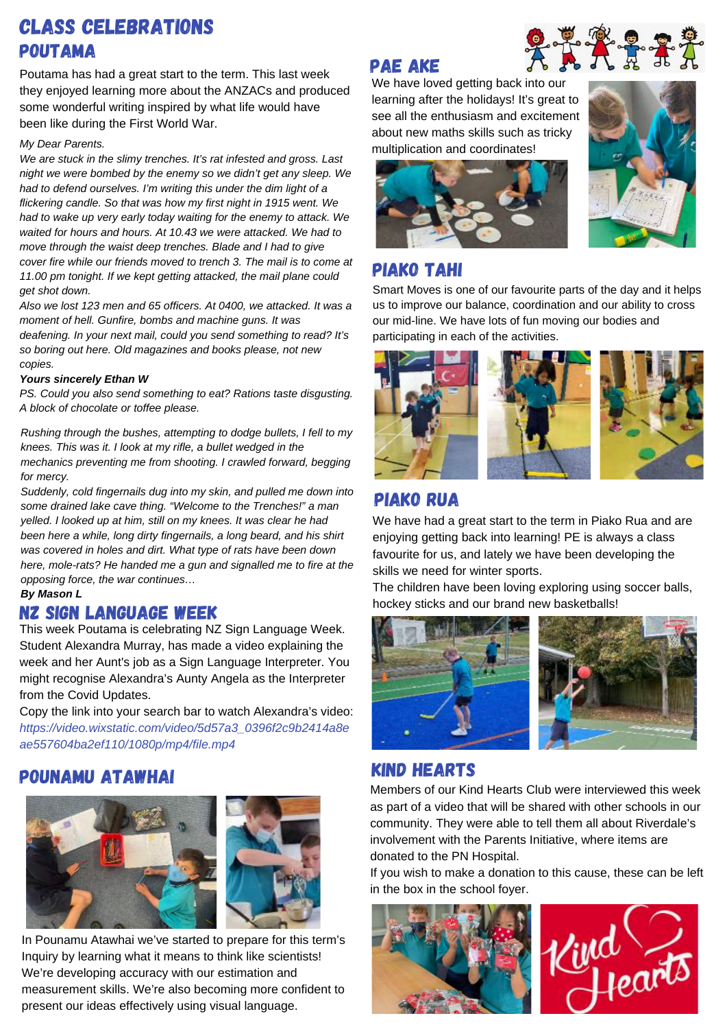# CLASS CELEBRATIONS

## POUTAMA

Poutama has had a great start to the term. This last week they enjoyed learning more about the ANZACs and produced some wonderful writing inspired by what life would have been like during the First World War.

*My Dear Parents.*

*We are stuck in the slimy trenches. It's rat infested and gross. Last night we were bombed by the enemy so we didn't get any sleep. We had to defend ourselves. I'm writing this under the dim light of a flickering candle. So that was how my first night in 1915 went. We had to wake up very early today waiting for the enemy to attack. We waited for hours and hours. At 10.43 we were attacked. We had to move through the waist deep trenches. Blade and I had to give cover fire while our friends moved to trench 3. The mail is to come at 11.00 pm tonight. If we kept getting attacked, the mail plane could get shot down.*

*Also we lost 123 men and 65 officers. At 0400, we attacked. It was a moment of hell. Gunfire, bombs and machine guns. It was deafening. In your next mail, could you send something to read? It's so boring out here. Old magazines and books please, not new copies.*

***Yours sincerely Ethan W***

*PS. Could you also send something to eat? Rations taste disgusting. A block of chocolate or toffee please.*

*Rushing through the bushes, attempting to dodge bullets, I fell to my knees. This was it. I look at my rifle, a bullet wedged in the mechanics preventing me from shooting. I crawled forward, begging for mercy.*

*Suddenly, cold fingernails dug into my skin, and pulled me down into some drained lake cave thing. "Welcome to the Trenches!" a man yelled. I looked up at him, still on my knees. It was clear he had been here a while, long dirty fingernails, a long beard, and his shirt was covered in holes and dirt. What type of rats have been down here, mole-rats? He handed me a gun and signalled me to fire at the opposing force, the war continues…*

***By Mason L***

## NZ SIGN LANGUAGE WEEK

This week Poutama is celebrating NZ Sign Language Week. Student Alexandra Murray, has made a video explaining the week and her Aunt's job as a Sign Language Interpreter. You might recognise Alexandra's Aunty Angela as the Interpreter from the Covid Updates.

Copy the link into your search bar to watch Alexandra's video: https://video.wixstatic.com/video/5d57a3_0396f2c9b2414a8eae557604ba2ef110/1080p/mp4/file.mp4

## POUNAMU ATAWHAI

In Pounamu Atawhai we've started to prepare for this term's Inquiry by learning what it means to think like scientists! We're developing accuracy with our estimation and measurement skills. We're also becoming more confident to present our ideas effectively using visual language.

## PAE AKE

We have loved getting back into our learning after the holidays! It's great to see all the enthusiasm and excitement about new maths skills such as tricky multiplication and coordinates!

## PIAKO TAHI

Smart Moves is one of our favourite parts of the day and it helps us to improve our balance, coordination and our ability to cross our mid-line. We have lots of fun moving our bodies and participating in each of the activities.

## PIAKO RUA

We have had a great start to the term in Piako Rua and are enjoying getting back into learning! PE is always a class favourite for us, and lately we have been developing the skills we need for winter sports.

The children have been loving exploring using soccer balls, hockey sticks and our brand new basketballs!

## KIND HEARTS

Members of our Kind Hearts Club were interviewed this week as part of a video that will be shared with other schools in our community. They were able to tell them all about Riverdale's involvement with the Parents Initiative, where items are donated to the PN Hospital.

If you wish to make a donation to this cause, these can be left in the box in the school foyer.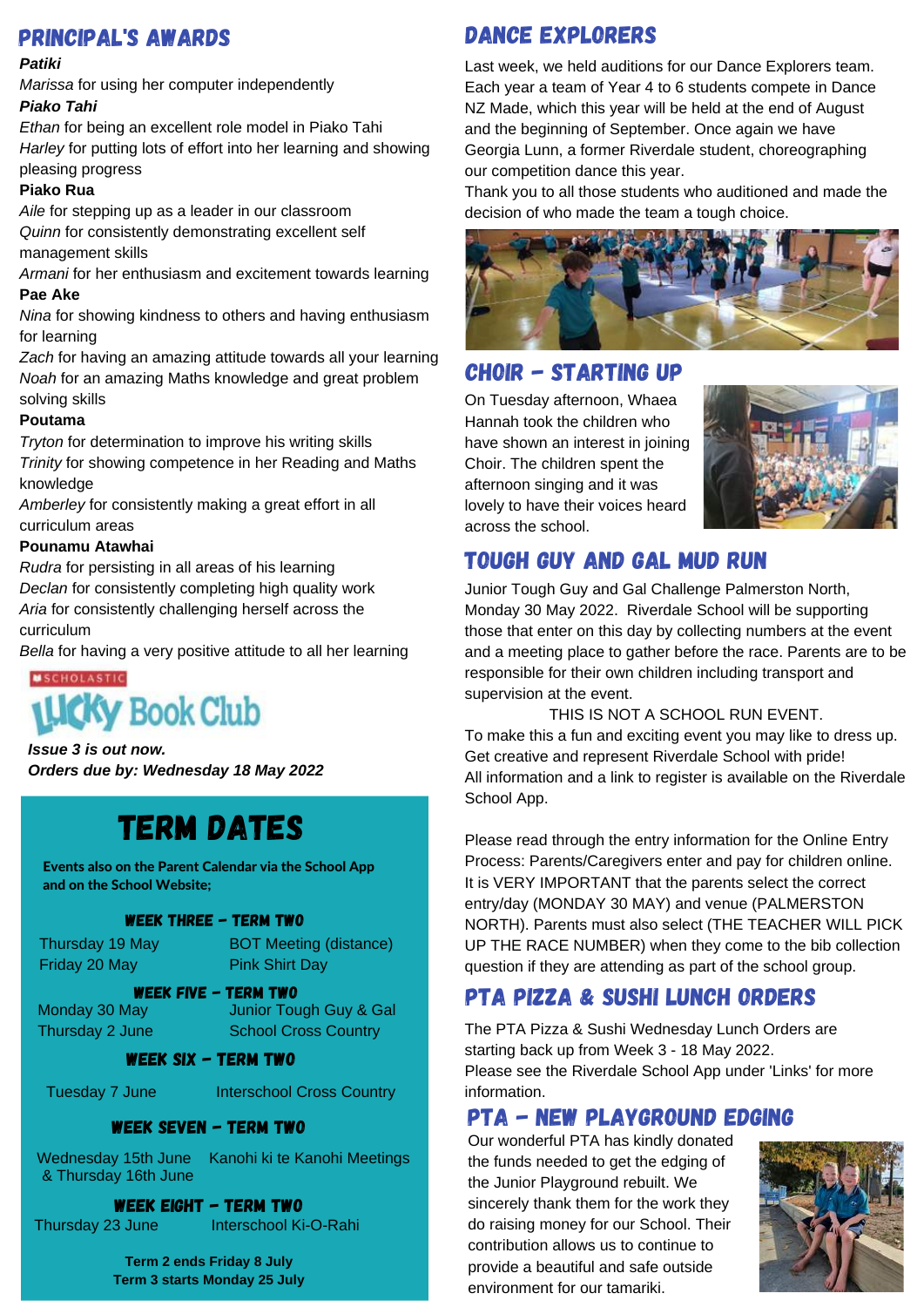## PRINCIPAL'S AWARDS

**Patiki**

*Marissa* for using her computer independently

**Piako Tahi**

*Ethan* for being an excellent role model in Piako Tahi

*Harley* for putting lots of effort into her learning and showing pleasing progress

**Piako Rua**

*Aile* for stepping up as a leader in our classroom

*Quinn* for consistently demonstrating excellent self management skills

*Armani* for her enthusiasm and excitement towards learning

**Pae Ake**

*Nina* for showing kindness to others and having enthusiasm for learning

*Zach* for having an amazing attitude towards all your learning

*Noah* for an amazing Maths knowledge and great problem solving skills

**Poutama**

*Tryton* for determination to improve his writing skills

*Trinity* for showing competence in her Reading and Maths knowledge

*Amberley* for consistently making a great effort in all curriculum areas

**Pounamu Atawhai**

*Rudra* for persisting in all areas of his learning

*Declan* for consistently completing high quality work

*Aria* for consistently challenging herself across the curriculum

*Bella* for having a very positive attitude to all her learning

SCHOLASTIC

Lucky Book Club

***Issue 3 is out now.***

***Orders due by: Wednesday 18 May 2022***

## TERM DATES

**Events also on the Parent Calendar via the School App and on the School Website;**

### WEEK THREE - TERM TWO

| | |
|---|---|
| Thursday 19 May | BOT Meeting (distance) |
| Friday 20 May | Pink Shirt Day |

### WEEK FIVE - TERM TWO

| | |
|---|---|
| Monday 30 May | Junior Tough Guy & Gal |
| Thursday 2 June | School Cross Country |

### WEEK SIX - TERM TWO

| | |
|---|---|
| Tuesday 7 June | Interschool Cross Country |

### WEEK SEVEN - TERM TWO

| | |
|---|---|
| Wednesday 15th June & Thursday 16th June | Kanohi ki te Kanohi Meetings |

### WEEK EIGHT - TERM TWO

| | |
|---|---|
| Thursday 23 June | Interschool Ki-O-Rahi |

**Term 2 ends Friday 8 July**

**Term 3 starts Monday 25 July**

## DANCE EXPLORERS

Last week, we held auditions for our Dance Explorers team. Each year a team of Year 4 to 6 students compete in Dance NZ Made, which this year will be held at the end of August and the beginning of September. Once again we have Georgia Lunn, a former Riverdale student, choreographing our competition dance this year.

Thank you to all those students who auditioned and made the decision of who made the team a tough choice.

## CHOIR - STARTING UP

On Tuesday afternoon, Whaea Hannah took the children who have shown an interest in joining Choir. The children spent the afternoon singing and it was lovely to have their voices heard across the school.

## TOUGH GUY AND GAL MUD RUN

Junior Tough Guy and Gal Challenge Palmerston North, Monday 30 May 2022. Riverdale School will be supporting those that enter on this day by collecting numbers at the event and a meeting place to gather before the race. Parents are to be responsible for their own children including transport and supervision at the event.

THIS IS NOT A SCHOOL RUN EVENT.

To make this a fun and exciting event you may like to dress up. Get creative and represent Riverdale School with pride!

All information and a link to register is available on the Riverdale School App.

Please read through the entry information for the Online Entry Process: Parents/Caregivers enter and pay for children online. It is VERY IMPORTANT that the parents select the correct entry/day (MONDAY 30 MAY) and venue (PALMERSTON NORTH). Parents must also select (THE TEACHER WILL PICK UP THE RACE NUMBER) when they come to the bib collection question if they are attending as part of the school group.

## PTA PIZZA & SUSHI LUNCH ORDERS

The PTA Pizza & Sushi Wednesday Lunch Orders are starting back up from Week 3 - 18 May 2022.

Please see the Riverdale School App under 'Links' for more information.

## PTA - NEW PLAYGROUND EDGING

Our wonderful PTA has kindly donated the funds needed to get the edging of the Junior Playground rebuilt. We sincerely thank them for the work they do raising money for our School. Their contribution allows us to continue to provide a beautiful and safe outside environment for our tamariki.